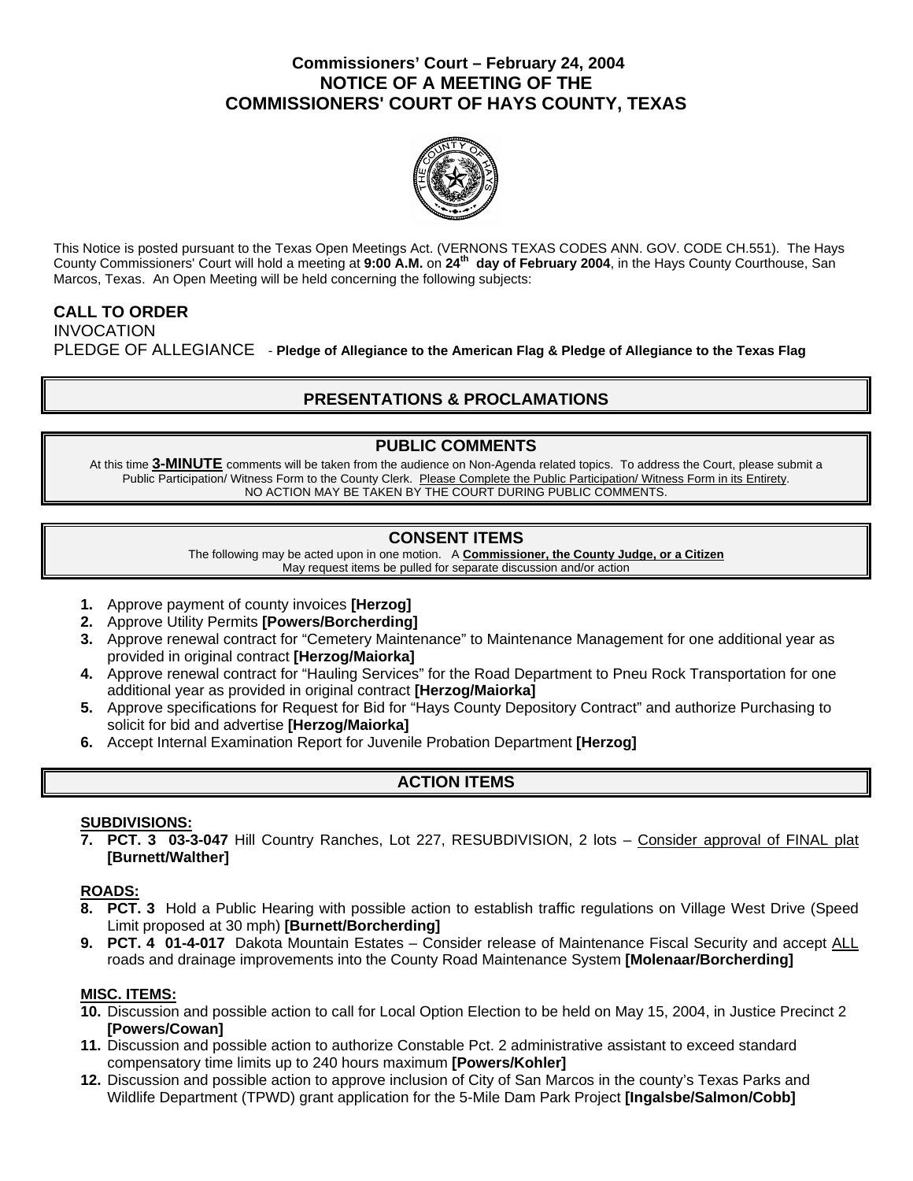# Commissioners' Court – February 24, 2004
# NOTICE OF A MEETING OF THE COMMISSIONERS' COURT OF HAYS COUNTY, TEXAS

This Notice is posted pursuant to the Texas Open Meetings Act. (VERNONS TEXAS CODES ANN. GOV. CODE CH.551). The Hays County Commissioners' Court will hold a meeting at **9:00 A.M.** on **24th day of February 2004**, in the Hays County Courthouse, San Marcos, Texas. An Open Meeting will be held concerning the following subjects:

**CALL TO ORDER**

INVOCATION

PLEDGE OF ALLEGIANCE - **Pledge of Allegiance to the American Flag & Pledge of Allegiance to the Texas Flag**

## PRESENTATIONS & PROCLAMATIONS

## PUBLIC COMMENTS

At this time **3-MINUTE** comments will be taken from the audience on Non-Agenda related topics. To address the Court, please submit a Public Participation/ Witness Form to the County Clerk. Please Complete the Public Participation/ Witness Form in its Entirety. NO ACTION MAY BE TAKEN BY THE COURT DURING PUBLIC COMMENTS.

## CONSENT ITEMS

The following may be acted upon in one motion. A **Commissioner, the County Judge, or a Citizen** May request items be pulled for separate discussion and/or action

1. Approve payment of county invoices **[Herzog]**
2. Approve Utility Permits **[Powers/Borcherding]**
3. Approve renewal contract for "Cemetery Maintenance" to Maintenance Management for one additional year as provided in original contract **[Herzog/Maiorka]**
4. Approve renewal contract for "Hauling Services" for the Road Department to Pneu Rock Transportation for one additional year as provided in original contract **[Herzog/Maiorka]**
5. Approve specifications for Request for Bid for "Hays County Depository Contract" and authorize Purchasing to solicit for bid and advertise **[Herzog/Maiorka]**
6. Accept Internal Examination Report for Juvenile Probation Department **[Herzog]**

## ACTION ITEMS

**SUBDIVISIONS:**

7. **PCT. 3 03-3-047** Hill Country Ranches, Lot 227, RESUBDIVISION, 2 lots – Consider approval of FINAL plat **[Burnett/Walther]**

**ROADS:**

8. **PCT. 3** Hold a Public Hearing with possible action to establish traffic regulations on Village West Drive (Speed Limit proposed at 30 mph) **[Burnett/Borcherding]**
9. **PCT. 4 01-4-017** Dakota Mountain Estates – Consider release of Maintenance Fiscal Security and accept ALL roads and drainage improvements into the County Road Maintenance System **[Molenaar/Borcherding]**

**MISC. ITEMS:**

10. Discussion and possible action to call for Local Option Election to be held on May 15, 2004, in Justice Precinct 2 **[Powers/Cowan]**
11. Discussion and possible action to authorize Constable Pct. 2 administrative assistant to exceed standard compensatory time limits up to 240 hours maximum **[Powers/Kohler]**
12. Discussion and possible action to approve inclusion of City of San Marcos in the county's Texas Parks and Wildlife Department (TPWD) grant application for the 5-Mile Dam Park Project **[Ingalsbe/Salmon/Cobb]**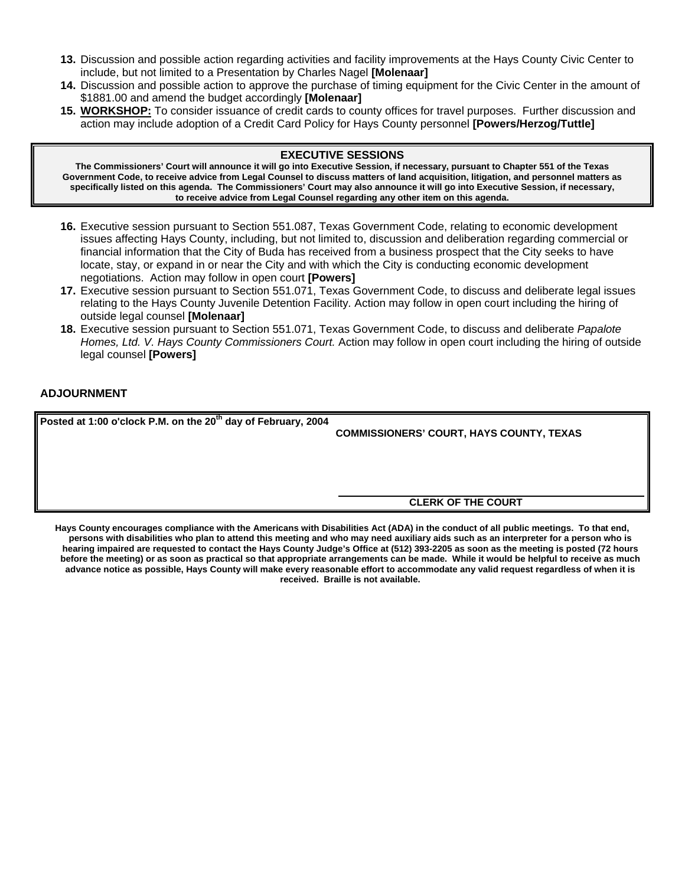13. Discussion and possible action regarding activities and facility improvements at the Hays County Civic Center to include, but not limited to a Presentation by Charles Nagel **[Molenaar]**
14. Discussion and possible action to approve the purchase of timing equipment for the Civic Center in the amount of $1881.00 and amend the budget accordingly **[Molenaar]**
15. **WORKSHOP:** To consider issuance of credit cards to county offices for travel purposes. Further discussion and action may include adoption of a Credit Card Policy for Hays County personnel **[Powers/Herzog/Tuttle]**

## EXECUTIVE SESSIONS

**The Commissioners' Court will announce it will go into Executive Session, if necessary, pursuant to Chapter 551 of the Texas Government Code, to receive advice from Legal Counsel to discuss matters of land acquisition, litigation, and personnel matters as specifically listed on this agenda. The Commissioners' Court may also announce it will go into Executive Session, if necessary, to receive advice from Legal Counsel regarding any other item on this agenda.**

16. Executive session pursuant to Section 551.087, Texas Government Code, relating to economic development issues affecting Hays County, including, but not limited to, discussion and deliberation regarding commercial or financial information that the City of Buda has received from a business prospect that the City seeks to have locate, stay, or expand in or near the City and with which the City is conducting economic development negotiations. Action may follow in open court **[Powers]**
17. Executive session pursuant to Section 551.071, Texas Government Code, to discuss and deliberate legal issues relating to the Hays County Juvenile Detention Facility. Action may follow in open court including the hiring of outside legal counsel **[Molenaar]**
18. Executive session pursuant to Section 551.071, Texas Government Code, to discuss and deliberate *Papalote Homes, Ltd. V. Hays County Commissioners Court.* Action may follow in open court including the hiring of outside legal counsel **[Powers]**

## ADJOURNMENT

**Posted at 1:00 o'clock P.M. on the 20th day of February, 2004**

**COMMISSIONERS' COURT, HAYS COUNTY, TEXAS**

**CLERK OF THE COURT**

**Hays County encourages compliance with the Americans with Disabilities Act (ADA) in the conduct of all public meetings. To that end, persons with disabilities who plan to attend this meeting and who may need auxiliary aids such as an interpreter for a person who is hearing impaired are requested to contact the Hays County Judge's Office at (512) 393-2205 as soon as the meeting is posted (72 hours before the meeting) or as soon as practical so that appropriate arrangements can be made. While it would be helpful to receive as much advance notice as possible, Hays County will make every reasonable effort to accommodate any valid request regardless of when it is received. Braille is not available.**